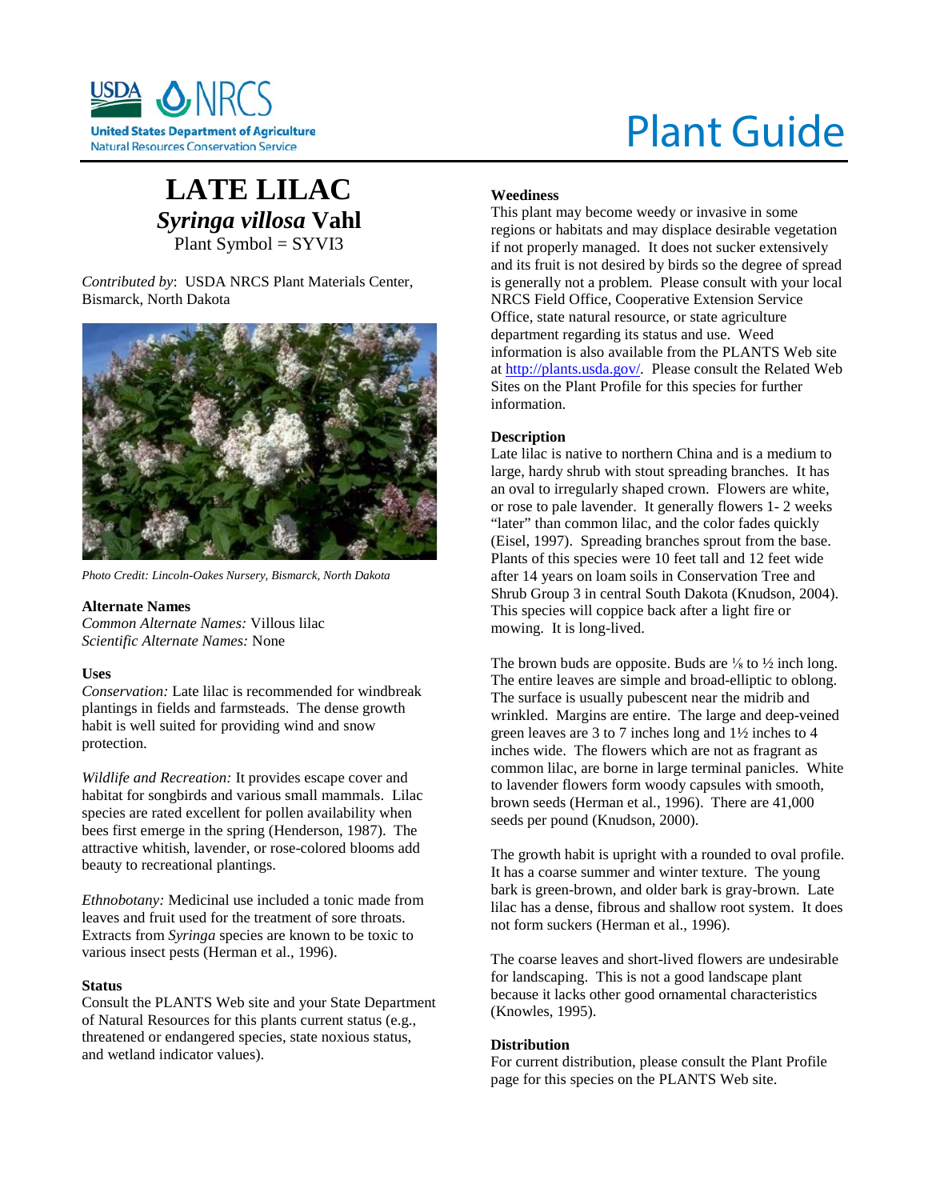# Plant Guide

# LATE LILAC
## *Syringa villosa* Vahl

Plant Symbol = SYVI3

*Contributed by*: USDA NRCS Plant Materials Center, Bismarck, North Dakota

*Photo Credit: Lincoln-Oakes Nursery, Bismarck, North Dakota*

### Alternate Names

*Common Alternate Names:* Villous lilac
*Scientific Alternate Names:* None

### Uses

*Conservation:* Late lilac is recommended for windbreak plantings in fields and farmsteads. The dense growth habit is well suited for providing wind and snow protection.

*Wildlife and Recreation:* It provides escape cover and habitat for songbirds and various small mammals. Lilac species are rated excellent for pollen availability when bees first emerge in the spring (Henderson, 1987). The attractive whitish, lavender, or rose-colored blooms add beauty to recreational plantings.

*Ethnobotany:* Medicinal use included a tonic made from leaves and fruit used for the treatment of sore throats. Extracts from *Syringa* species are known to be toxic to various insect pests (Herman et al., 1996).

### Status

Consult the PLANTS Web site and your State Department of Natural Resources for this plants current status (e.g., threatened or endangered species, state noxious status, and wetland indicator values).

### Weediness

This plant may become weedy or invasive in some regions or habitats and may displace desirable vegetation if not properly managed. It does not sucker extensively and its fruit is not desired by birds so the degree of spread is generally not a problem. Please consult with your local NRCS Field Office, Cooperative Extension Service Office, state natural resource, or state agriculture department regarding its status and use. Weed information is also available from the PLANTS Web site at http://plants.usda.gov/. Please consult the Related Web Sites on the Plant Profile for this species for further information.

### Description

Late lilac is native to northern China and is a medium to large, hardy shrub with stout spreading branches. It has an oval to irregularly shaped crown. Flowers are white, or rose to pale lavender. It generally flowers 1- 2 weeks "later" than common lilac, and the color fades quickly (Eisel, 1997). Spreading branches sprout from the base. Plants of this species were 10 feet tall and 12 feet wide after 14 years on loam soils in Conservation Tree and Shrub Group 3 in central South Dakota (Knudson, 2004). This species will coppice back after a light fire or mowing. It is long-lived.

The brown buds are opposite. Buds are ⅛ to ½ inch long. The entire leaves are simple and broad-elliptic to oblong. The surface is usually pubescent near the midrib and wrinkled. Margins are entire. The large and deep-veined green leaves are 3 to 7 inches long and 1½ inches to 4 inches wide. The flowers which are not as fragrant as common lilac, are borne in large terminal panicles. White to lavender flowers form woody capsules with smooth, brown seeds (Herman et al., 1996). There are 41,000 seeds per pound (Knudson, 2000).

The growth habit is upright with a rounded to oval profile. It has a coarse summer and winter texture. The young bark is green-brown, and older bark is gray-brown. Late lilac has a dense, fibrous and shallow root system. It does not form suckers (Herman et al., 1996).

The coarse leaves and short-lived flowers are undesirable for landscaping. This is not a good landscape plant because it lacks other good ornamental characteristics (Knowles, 1995).

### Distribution

For current distribution, please consult the Plant Profile page for this species on the PLANTS Web site.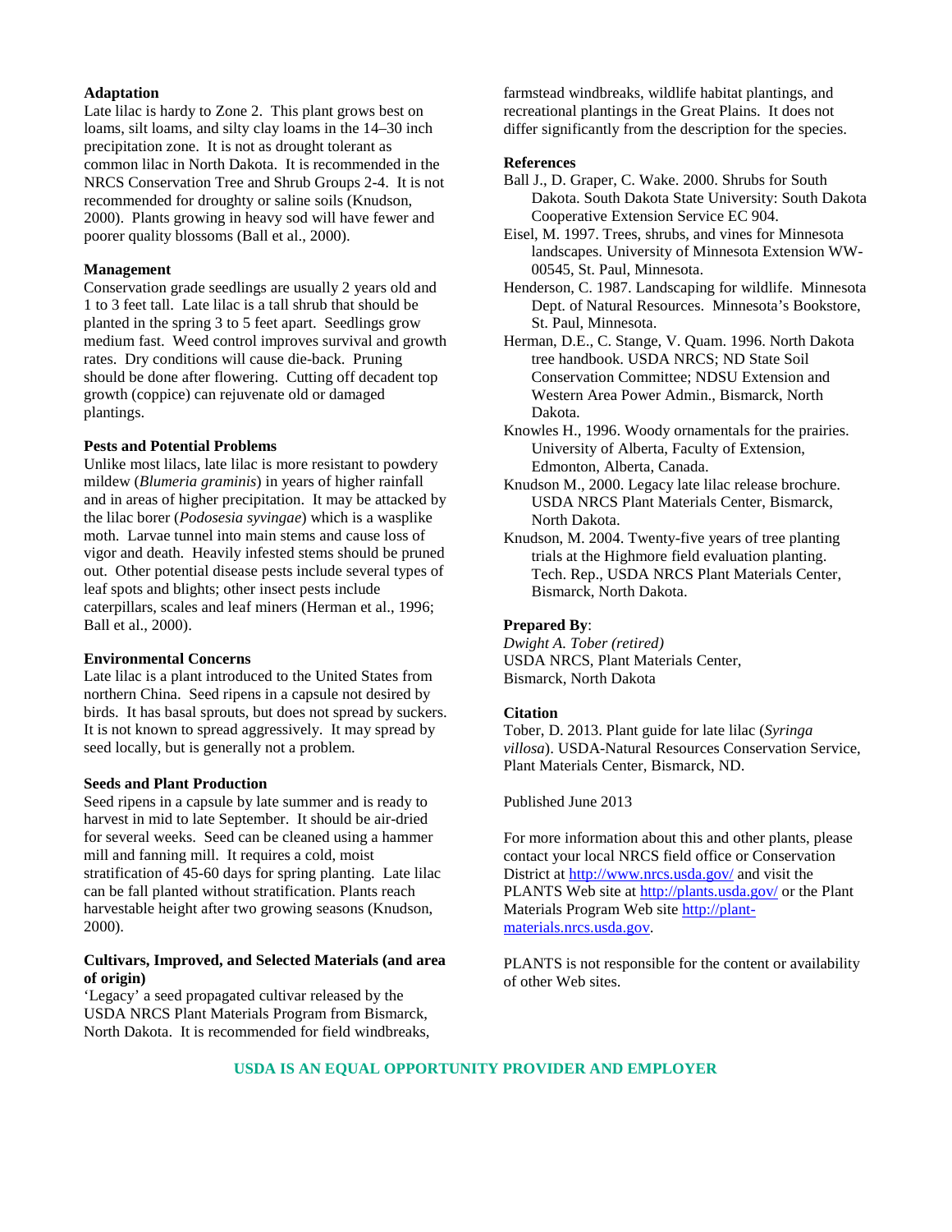## Adaptation

Late lilac is hardy to Zone 2. This plant grows best on loams, silt loams, and silty clay loams in the 14–30 inch precipitation zone. It is not as drought tolerant as common lilac in North Dakota. It is recommended in the NRCS Conservation Tree and Shrub Groups 2-4. It is not recommended for droughty or saline soils (Knudson, 2000). Plants growing in heavy sod will have fewer and poorer quality blossoms (Ball et al., 2000).

## Management

Conservation grade seedlings are usually 2 years old and 1 to 3 feet tall. Late lilac is a tall shrub that should be planted in the spring 3 to 5 feet apart. Seedlings grow medium fast. Weed control improves survival and growth rates. Dry conditions will cause die-back. Pruning should be done after flowering. Cutting off decadent top growth (coppice) can rejuvenate old or damaged plantings.

## Pests and Potential Problems

Unlike most lilacs, late lilac is more resistant to powdery mildew (*Blumeria graminis*) in years of higher rainfall and in areas of higher precipitation. It may be attacked by the lilac borer (*Podosesia syvingae*) which is a wasplike moth. Larvae tunnel into main stems and cause loss of vigor and death. Heavily infested stems should be pruned out. Other potential disease pests include several types of leaf spots and blights; other insect pests include caterpillars, scales and leaf miners (Herman et al., 1996; Ball et al., 2000).

## Environmental Concerns

Late lilac is a plant introduced to the United States from northern China. Seed ripens in a capsule not desired by birds. It has basal sprouts, but does not spread by suckers. It is not known to spread aggressively. It may spread by seed locally, but is generally not a problem.

## Seeds and Plant Production

Seed ripens in a capsule by late summer and is ready to harvest in mid to late September. It should be air-dried for several weeks. Seed can be cleaned using a hammer mill and fanning mill. It requires a cold, moist stratification of 45-60 days for spring planting. Late lilac can be fall planted without stratification. Plants reach harvestable height after two growing seasons (Knudson, 2000).

## Cultivars, Improved, and Selected Materials (and area of origin)

'Legacy' a seed propagated cultivar released by the USDA NRCS Plant Materials Program from Bismarck, North Dakota. It is recommended for field windbreaks, farmstead windbreaks, wildlife habitat plantings, and recreational plantings in the Great Plains. It does not differ significantly from the description for the species.

## References

Ball J., D. Graper, C. Wake. 2000. Shrubs for South Dakota. South Dakota State University: South Dakota Cooperative Extension Service EC 904.

Eisel, M. 1997. Trees, shrubs, and vines for Minnesota landscapes. University of Minnesota Extension WW-00545, St. Paul, Minnesota.

Henderson, C. 1987. Landscaping for wildlife. Minnesota Dept. of Natural Resources. Minnesota's Bookstore, St. Paul, Minnesota.

Herman, D.E., C. Stange, V. Quam. 1996. North Dakota tree handbook. USDA NRCS; ND State Soil Conservation Committee; NDSU Extension and Western Area Power Admin., Bismarck, North Dakota.

Knowles H., 1996. Woody ornamentals for the prairies. University of Alberta, Faculty of Extension, Edmonton, Alberta, Canada.

Knudson M., 2000. Legacy late lilac release brochure. USDA NRCS Plant Materials Center, Bismarck, North Dakota.

Knudson, M. 2004. Twenty-five years of tree planting trials at the Highmore field evaluation planting. Tech. Rep., USDA NRCS Plant Materials Center, Bismarck, North Dakota.

**Prepared By**:

*Dwight A. Tober (retired)*
USDA NRCS, Plant Materials Center,
Bismarck, North Dakota

**Citation**

Tober, D. 2013. Plant guide for late lilac (*Syringa villosa*). USDA-Natural Resources Conservation Service, Plant Materials Center, Bismarck, ND.

Published June 2013

For more information about this and other plants, please contact your local NRCS field office or Conservation District at http://www.nrcs.usda.gov/ and visit the PLANTS Web site at http://plants.usda.gov/ or the Plant Materials Program Web site http://plant-materials.nrcs.usda.gov.

PLANTS is not responsible for the content or availability of other Web sites.

**USDA IS AN EQUAL OPPORTUNITY PROVIDER AND EMPLOYER**